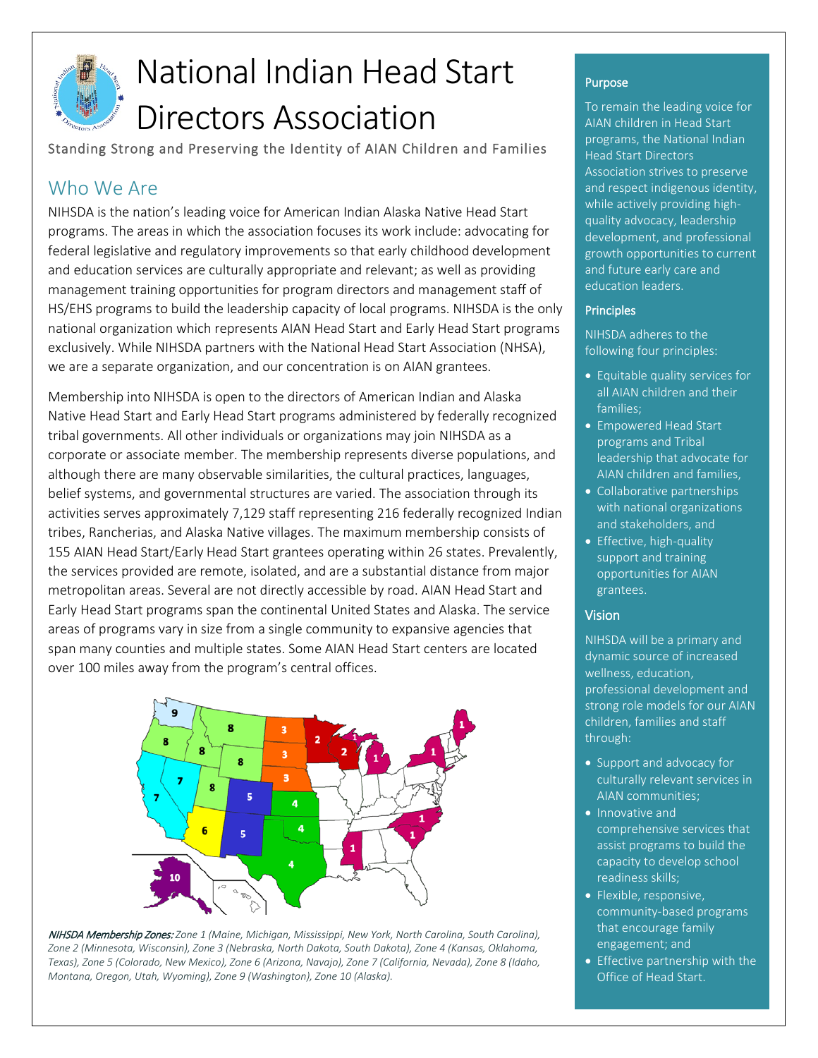# National Indian Head Start Directors Association

Standing Strong and Preserving the Identity of AIAN Children and Families

## Who We Are

NIHSDA is the nation's leading voice for American Indian Alaska Native Head Start programs. The areas in which the association focuses its work include: advocating for federal legislative and regulatory improvements so that early childhood development and education services are culturally appropriate and relevant; as well as providing management training opportunities for program directors and management staff of HS/EHS programs to build the leadership capacity of local programs. NIHSDA is the only national organization which represents AIAN Head Start and Early Head Start programs exclusively. While NIHSDA partners with the National Head Start Association (NHSA), we are a separate organization, and our concentration is on AIAN grantees.

Membership into NIHSDA is open to the directors of American Indian and Alaska Native Head Start and Early Head Start programs administered by federally recognized tribal governments. All other individuals or organizations may join NIHSDA as a corporate or associate member. The membership represents diverse populations, and although there are many observable similarities, the cultural practices, languages, belief systems, and governmental structures are varied. The association through its activities serves approximately 7,129 staff representing 216 federally recognized Indian tribes, Rancherias, and Alaska Native villages. The maximum membership consists of 155 AIAN Head Start/Early Head Start grantees operating within 26 states. Prevalently, the services provided are remote, isolated, and are a substantial distance from major metropolitan areas. Several are not directly accessible by road. AIAN Head Start and Early Head Start programs span the continental United States and Alaska. The service areas of programs vary in size from a single community to expansive agencies that span many counties and multiple states. Some AIAN Head Start centers are located over 100 miles away from the program's central offices.

***NIHSDA Membership Zones:*** *Zone 1 (Maine, Michigan, Mississippi, New York, North Carolina, South Carolina), Zone 2 (Minnesota, Wisconsin), Zone 3 (Nebraska, North Dakota, South Dakota), Zone 4 (Kansas, Oklahoma, Texas), Zone 5 (Colorado, New Mexico), Zone 6 (Arizona, Navajo), Zone 7 (California, Nevada), Zone 8 (Idaho, Montana, Oregon, Utah, Wyoming), Zone 9 (Washington), Zone 10 (Alaska).*

### Purpose

To remain the leading voice for AIAN children in Head Start programs, the National Indian Head Start Directors Association strives to preserve and respect indigenous identity, while actively providing high-quality advocacy, leadership development, and professional growth opportunities to current and future early care and education leaders.

### Principles

NIHSDA adheres to the following four principles:

- Equitable quality services for all AIAN children and their families;
- Empowered Head Start programs and Tribal leadership that advocate for AIAN children and families,
- Collaborative partnerships with national organizations and stakeholders, and
- Effective, high-quality support and training opportunities for AIAN grantees.

### Vision

NIHSDA will be a primary and dynamic source of increased wellness, education, professional development and strong role models for our AIAN children, families and staff through:

- Support and advocacy for culturally relevant services in AIAN communities;
- Innovative and comprehensive services that assist programs to build the capacity to develop school readiness skills;
- Flexible, responsive, community-based programs that encourage family engagement; and
- Effective partnership with the Office of Head Start.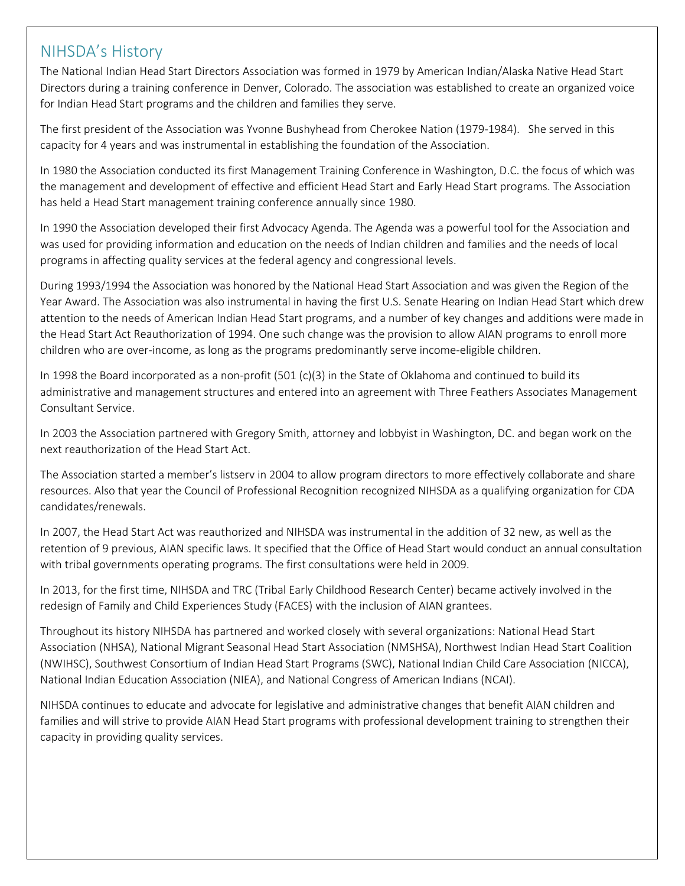## NIHSDA's History

The National Indian Head Start Directors Association was formed in 1979 by American Indian/Alaska Native Head Start Directors during a training conference in Denver, Colorado. The association was established to create an organized voice for Indian Head Start programs and the children and families they serve.

The first president of the Association was Yvonne Bushyhead from Cherokee Nation (1979-1984). She served in this capacity for 4 years and was instrumental in establishing the foundation of the Association.

In 1980 the Association conducted its first Management Training Conference in Washington, D.C. the focus of which was the management and development of effective and efficient Head Start and Early Head Start programs. The Association has held a Head Start management training conference annually since 1980.

In 1990 the Association developed their first Advocacy Agenda. The Agenda was a powerful tool for the Association and was used for providing information and education on the needs of Indian children and families and the needs of local programs in affecting quality services at the federal agency and congressional levels.

During 1993/1994 the Association was honored by the National Head Start Association and was given the Region of the Year Award. The Association was also instrumental in having the first U.S. Senate Hearing on Indian Head Start which drew attention to the needs of American Indian Head Start programs, and a number of key changes and additions were made in the Head Start Act Reauthorization of 1994. One such change was the provision to allow AIAN programs to enroll more children who are over-income, as long as the programs predominantly serve income-eligible children.

In 1998 the Board incorporated as a non-profit (501 (c)(3) in the State of Oklahoma and continued to build its administrative and management structures and entered into an agreement with Three Feathers Associates Management Consultant Service.

In 2003 the Association partnered with Gregory Smith, attorney and lobbyist in Washington, DC. and began work on the next reauthorization of the Head Start Act.

The Association started a member's listserv in 2004 to allow program directors to more effectively collaborate and share resources. Also that year the Council of Professional Recognition recognized NIHSDA as a qualifying organization for CDA candidates/renewals.

In 2007, the Head Start Act was reauthorized and NIHSDA was instrumental in the addition of 32 new, as well as the retention of 9 previous, AIAN specific laws. It specified that the Office of Head Start would conduct an annual consultation with tribal governments operating programs. The first consultations were held in 2009.

In 2013, for the first time, NIHSDA and TRC (Tribal Early Childhood Research Center) became actively involved in the redesign of Family and Child Experiences Study (FACES) with the inclusion of AIAN grantees.

Throughout its history NIHSDA has partnered and worked closely with several organizations: National Head Start Association (NHSA), National Migrant Seasonal Head Start Association (NMSHSA), Northwest Indian Head Start Coalition (NWIHSC), Southwest Consortium of Indian Head Start Programs (SWC), National Indian Child Care Association (NICCA), National Indian Education Association (NIEA), and National Congress of American Indians (NCAI).

NIHSDA continues to educate and advocate for legislative and administrative changes that benefit AIAN children and families and will strive to provide AIAN Head Start programs with professional development training to strengthen their capacity in providing quality services.